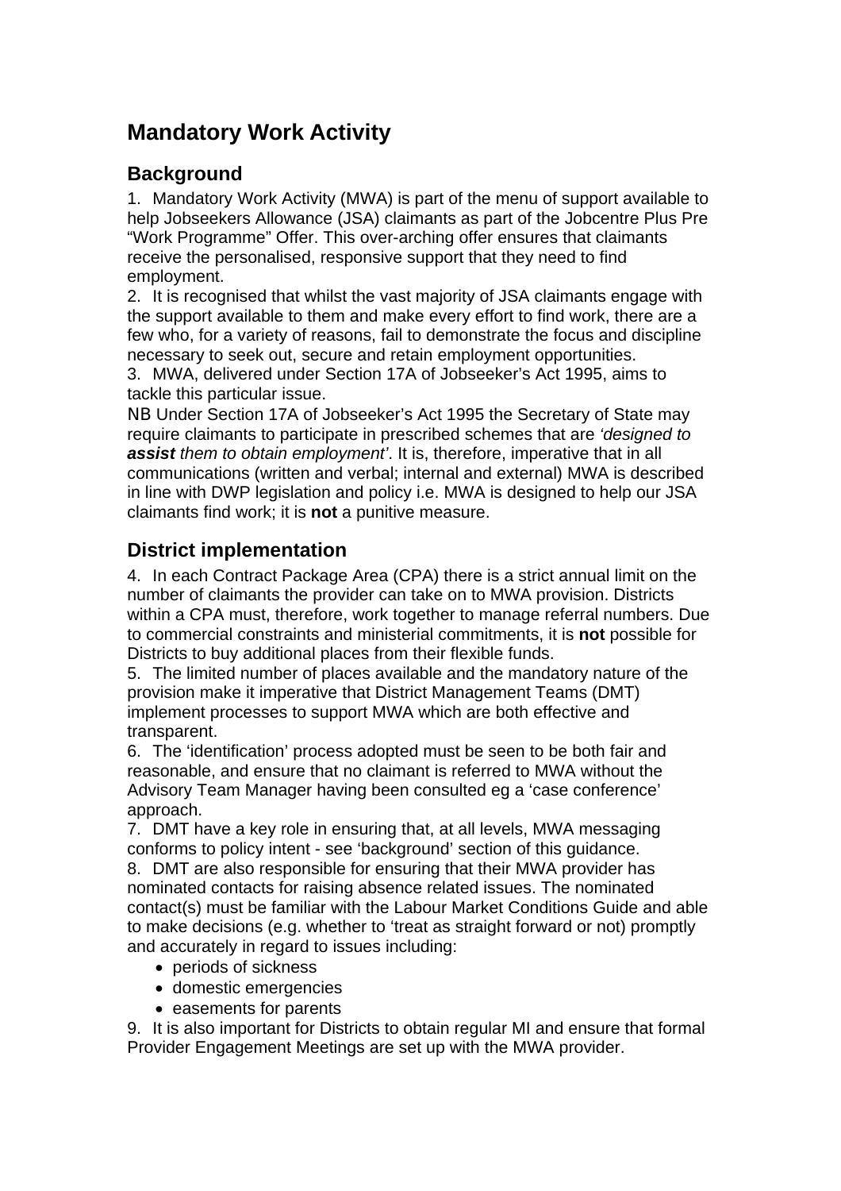# Mandatory Work Activity

## Background

1. Mandatory Work Activity (MWA) is part of the menu of support available to help Jobseekers Allowance (JSA) claimants as part of the Jobcentre Plus Pre "Work Programme" Offer. This over-arching offer ensures that claimants receive the personalised, responsive support that they need to find employment.
2. It is recognised that whilst the vast majority of JSA claimants engage with the support available to them and make every effort to find work, there are a few who, for a variety of reasons, fail to demonstrate the focus and discipline necessary to seek out, secure and retain employment opportunities.
3. MWA, delivered under Section 17A of Jobseeker's Act 1995, aims to tackle this particular issue.

NB Under Section 17A of Jobseeker's Act 1995 the Secretary of State may require claimants to participate in prescribed schemes that are *'designed to **assist** them to obtain employment'*. It is, therefore, imperative that in all communications (written and verbal; internal and external) MWA is described in line with DWP legislation and policy i.e. MWA is designed to help our JSA claimants find work; it is **not** a punitive measure.

## District implementation

4. In each Contract Package Area (CPA) there is a strict annual limit on the number of claimants the provider can take on to MWA provision. Districts within a CPA must, therefore, work together to manage referral numbers. Due to commercial constraints and ministerial commitments, it is **not** possible for Districts to buy additional places from their flexible funds.
5. The limited number of places available and the mandatory nature of the provision make it imperative that District Management Teams (DMT) implement processes to support MWA which are both effective and transparent.
6. The 'identification' process adopted must be seen to be both fair and reasonable, and ensure that no claimant is referred to MWA without the Advisory Team Manager having been consulted eg a 'case conference' approach.
7. DMT have a key role in ensuring that, at all levels, MWA messaging conforms to policy intent - see 'background' section of this guidance.
8. DMT are also responsible for ensuring that their MWA provider has nominated contacts for raising absence related issues. The nominated contact(s) must be familiar with the Labour Market Conditions Guide and able to make decisions (e.g. whether to 'treat as straight forward or not) promptly and accurately in regard to issues including:
   - periods of sickness
   - domestic emergencies
   - easements for parents
9. It is also important for Districts to obtain regular MI and ensure that formal Provider Engagement Meetings are set up with the MWA provider.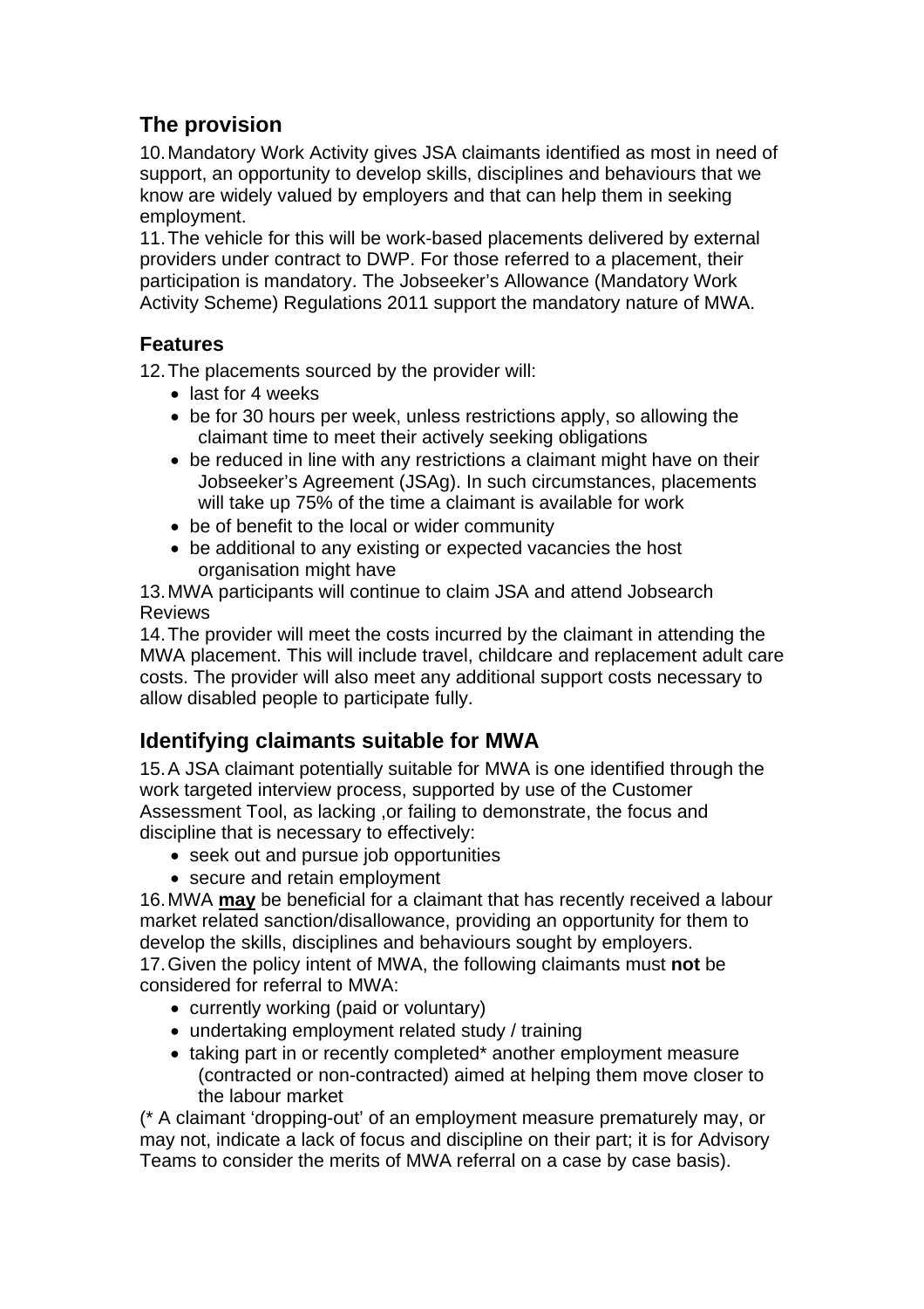## The provision

10. Mandatory Work Activity gives JSA claimants identified as most in need of support, an opportunity to develop skills, disciplines and behaviours that we know are widely valued by employers and that can help them in seeking employment.

11. The vehicle for this will be work-based placements delivered by external providers under contract to DWP. For those referred to a placement, their participation is mandatory. The Jobseeker's Allowance (Mandatory Work Activity Scheme) Regulations 2011 support the mandatory nature of MWA.

### Features

12. The placements sourced by the provider will:

- last for 4 weeks
- be for 30 hours per week, unless restrictions apply, so allowing the claimant time to meet their actively seeking obligations
- be reduced in line with any restrictions a claimant might have on their Jobseeker's Agreement (JSAg). In such circumstances, placements will take up 75% of the time a claimant is available for work
- be of benefit to the local or wider community
- be additional to any existing or expected vacancies the host organisation might have

13. MWA participants will continue to claim JSA and attend Jobsearch Reviews

14. The provider will meet the costs incurred by the claimant in attending the MWA placement. This will include travel, childcare and replacement adult care costs. The provider will also meet any additional support costs necessary to allow disabled people to participate fully.

## Identifying claimants suitable for MWA

15. A JSA claimant potentially suitable for MWA is one identified through the work targeted interview process, supported by use of the Customer Assessment Tool, as lacking ,or failing to demonstrate, the focus and discipline that is necessary to effectively:

- seek out and pursue job opportunities
- secure and retain employment

16. MWA **may** be beneficial for a claimant that has recently received a labour market related sanction/disallowance, providing an opportunity for them to develop the skills, disciplines and behaviours sought by employers.

17. Given the policy intent of MWA, the following claimants must **not** be considered for referral to MWA:

- currently working (paid or voluntary)
- undertaking employment related study / training
- taking part in or recently completed* another employment measure (contracted or non-contracted) aimed at helping them move closer to the labour market

(* A claimant 'dropping-out' of an employment measure prematurely may, or may not, indicate a lack of focus and discipline on their part; it is for Advisory Teams to consider the merits of MWA referral on a case by case basis).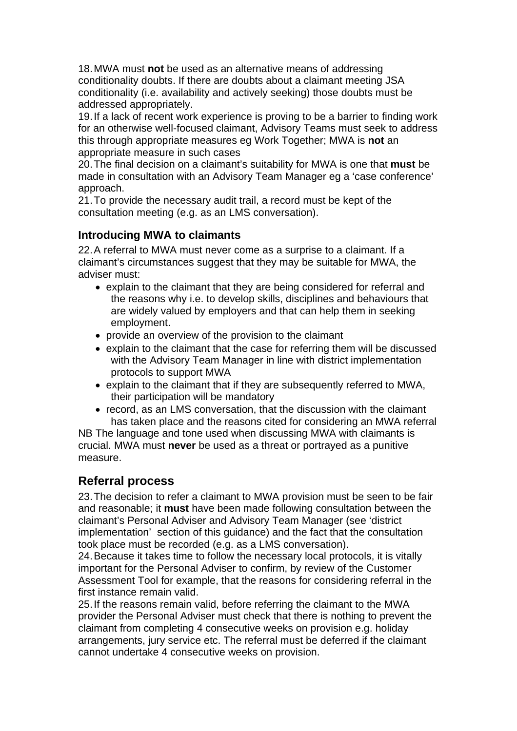18. MWA must **not** be used as an alternative means of addressing conditionality doubts. If there are doubts about a claimant meeting JSA conditionality (i.e. availability and actively seeking) those doubts must be addressed appropriately.
19. If a lack of recent work experience is proving to be a barrier to finding work for an otherwise well-focused claimant, Advisory Teams must seek to address this through appropriate measures eg Work Together; MWA is **not** an appropriate measure in such cases
20. The final decision on a claimant's suitability for MWA is one that **must** be made in consultation with an Advisory Team Manager eg a 'case conference' approach.
21. To provide the necessary audit trail, a record must be kept of the consultation meeting (e.g. as an LMS conversation).

### Introducing MWA to claimants

22. A referral to MWA must never come as a surprise to a claimant. If a claimant's circumstances suggest that they may be suitable for MWA, the adviser must:
    - explain to the claimant that they are being considered for referral and the reasons why i.e. to develop skills, disciplines and behaviours that are widely valued by employers and that can help them in seeking employment.
    - provide an overview of the provision to the claimant
    - explain to the claimant that the case for referring them will be discussed with the Advisory Team Manager in line with district implementation protocols to support MWA
    - explain to the claimant that if they are subsequently referred to MWA, their participation will be mandatory
    - record, as an LMS conversation, that the discussion with the claimant has taken place and the reasons cited for considering an MWA referral

NB The language and tone used when discussing MWA with claimants is crucial. MWA must **never** be used as a threat or portrayed as a punitive measure.

## Referral process

23. The decision to refer a claimant to MWA provision must be seen to be fair and reasonable; it **must** have been made following consultation between the claimant's Personal Adviser and Advisory Team Manager (see 'district implementation' section of this guidance) and the fact that the consultation took place must be recorded (e.g. as a LMS conversation).
24. Because it takes time to follow the necessary local protocols, it is vitally important for the Personal Adviser to confirm, by review of the Customer Assessment Tool for example, that the reasons for considering referral in the first instance remain valid.
25. If the reasons remain valid, before referring the claimant to the MWA provider the Personal Adviser must check that there is nothing to prevent the claimant from completing 4 consecutive weeks on provision e.g. holiday arrangements, jury service etc. The referral must be deferred if the claimant cannot undertake 4 consecutive weeks on provision.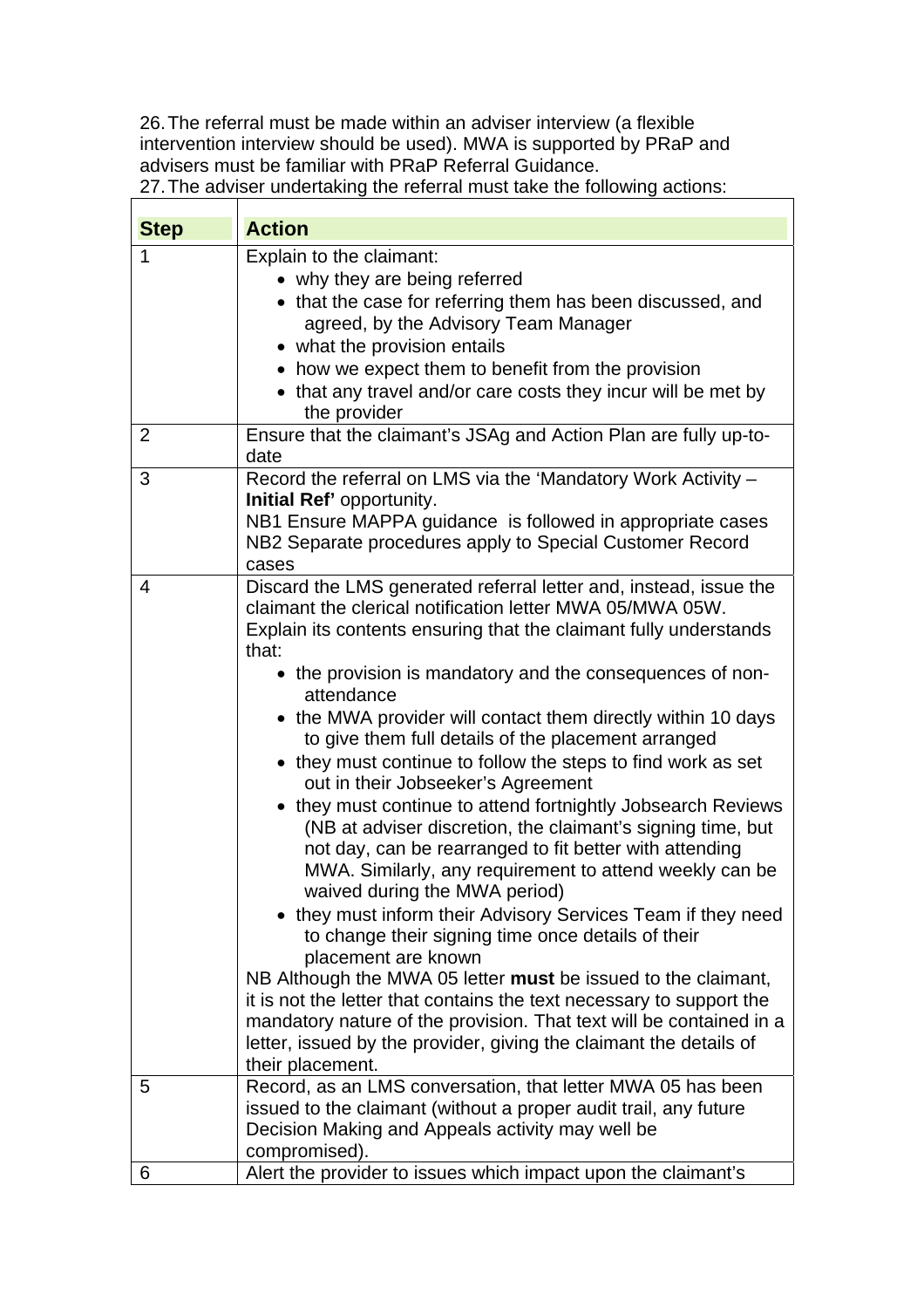26. The referral must be made within an adviser interview (a flexible intervention interview should be used). MWA is supported by PRaP and advisers must be familiar with PRaP Referral Guidance.

27. The adviser undertaking the referral must take the following actions:

| Step | Action |
| --- | --- |
| 1 | Explain to the claimant:<br>• why they are being referred<br>• that the case for referring them has been discussed, and agreed, by the Advisory Team Manager<br>• what the provision entails<br>• how we expect them to benefit from the provision<br>• that any travel and/or care costs they incur will be met by the provider |
| 2 | Ensure that the claimant's JSAg and Action Plan are fully up-to-date |
| 3 | Record the referral on LMS via the 'Mandatory Work Activity – **Initial Ref'** opportunity.<br>NB1 Ensure MAPPA guidance is followed in appropriate cases<br>NB2 Separate procedures apply to Special Customer Record cases |
| 4 | Discard the LMS generated referral letter and, instead, issue the claimant the clerical notification letter MWA 05/MWA 05W.<br>Explain its contents ensuring that the claimant fully understands that:<br>• the provision is mandatory and the consequences of non-attendance<br>• the MWA provider will contact them directly within 10 days to give them full details of the placement arranged<br>• they must continue to follow the steps to find work as set out in their Jobseeker's Agreement<br>• they must continue to attend fortnightly Jobsearch Reviews (NB at adviser discretion, the claimant's signing time, but not day, can be rearranged to fit better with attending MWA. Similarly, any requirement to attend weekly can be waived during the MWA period)<br>• they must inform their Advisory Services Team if they need to change their signing time once details of their placement are known<br>NB Although the MWA 05 letter **must** be issued to the claimant, it is not the letter that contains the text necessary to support the mandatory nature of the provision. That text will be contained in a letter, issued by the provider, giving the claimant the details of their placement. |
| 5 | Record, as an LMS conversation, that letter MWA 05 has been issued to the claimant (without a proper audit trail, any future Decision Making and Appeals activity may well be compromised). |
| 6 | Alert the provider to issues which impact upon the claimant's |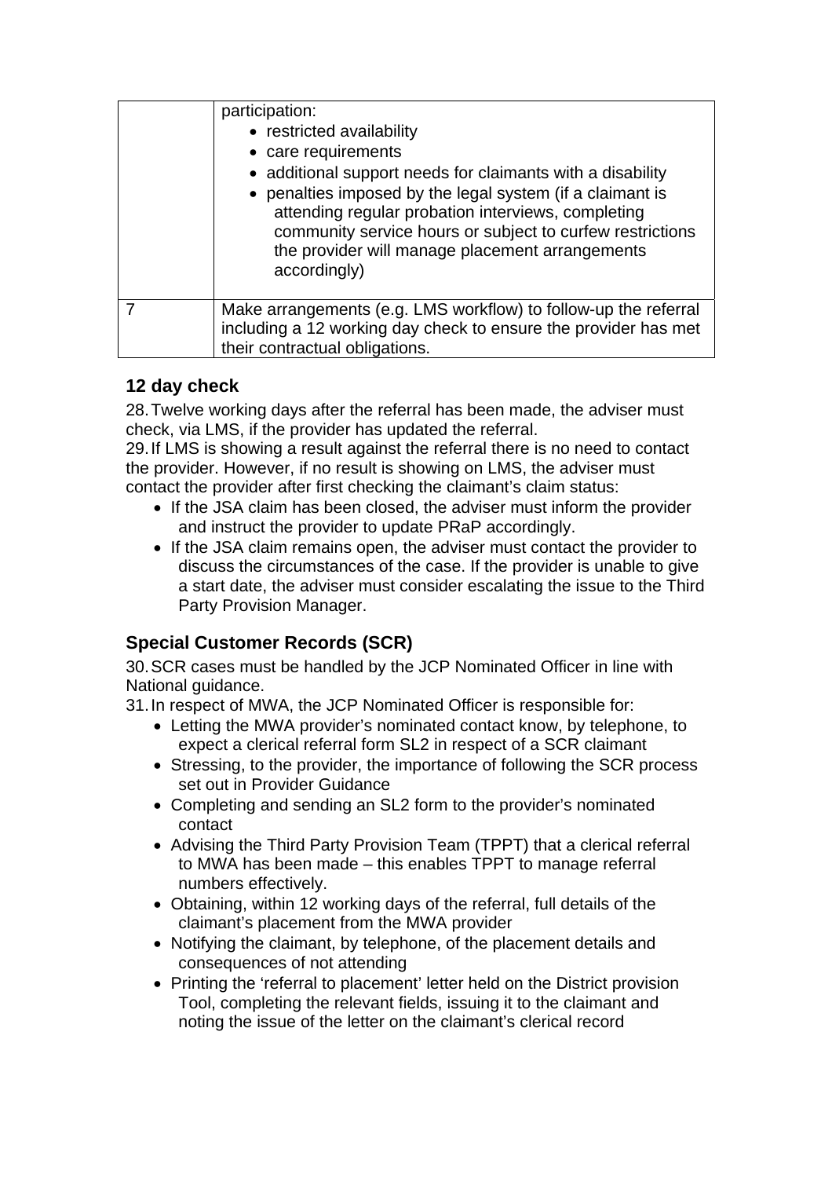| | |
|---|---|
| | participation:<br>• restricted availability<br>• care requirements<br>• additional support needs for claimants with a disability<br>• penalties imposed by the legal system (if a claimant is attending regular probation interviews, completing community service hours or subject to curfew restrictions the provider will manage placement arrangements accordingly) |
| 7 | Make arrangements (e.g. LMS workflow) to follow-up the referral including a 12 working day check to ensure the provider has met their contractual obligations. |

### 12 day check

28. Twelve working days after the referral has been made, the adviser must check, via LMS, if the provider has updated the referral.

29. If LMS is showing a result against the referral there is no need to contact the provider. However, if no result is showing on LMS, the adviser must contact the provider after first checking the claimant's claim status:

- If the JSA claim has been closed, the adviser must inform the provider and instruct the provider to update PRaP accordingly.
- If the JSA claim remains open, the adviser must contact the provider to discuss the circumstances of the case. If the provider is unable to give a start date, the adviser must consider escalating the issue to the Third Party Provision Manager.

### Special Customer Records (SCR)

30. SCR cases must be handled by the JCP Nominated Officer in line with National guidance.

31. In respect of MWA, the JCP Nominated Officer is responsible for:

- Letting the MWA provider's nominated contact know, by telephone, to expect a clerical referral form SL2 in respect of a SCR claimant
- Stressing, to the provider, the importance of following the SCR process set out in Provider Guidance
- Completing and sending an SL2 form to the provider's nominated contact
- Advising the Third Party Provision Team (TPPT) that a clerical referral to MWA has been made – this enables TPPT to manage referral numbers effectively.
- Obtaining, within 12 working days of the referral, full details of the claimant's placement from the MWA provider
- Notifying the claimant, by telephone, of the placement details and consequences of not attending
- Printing the 'referral to placement' letter held on the District provision Tool, completing the relevant fields, issuing it to the claimant and noting the issue of the letter on the claimant's clerical record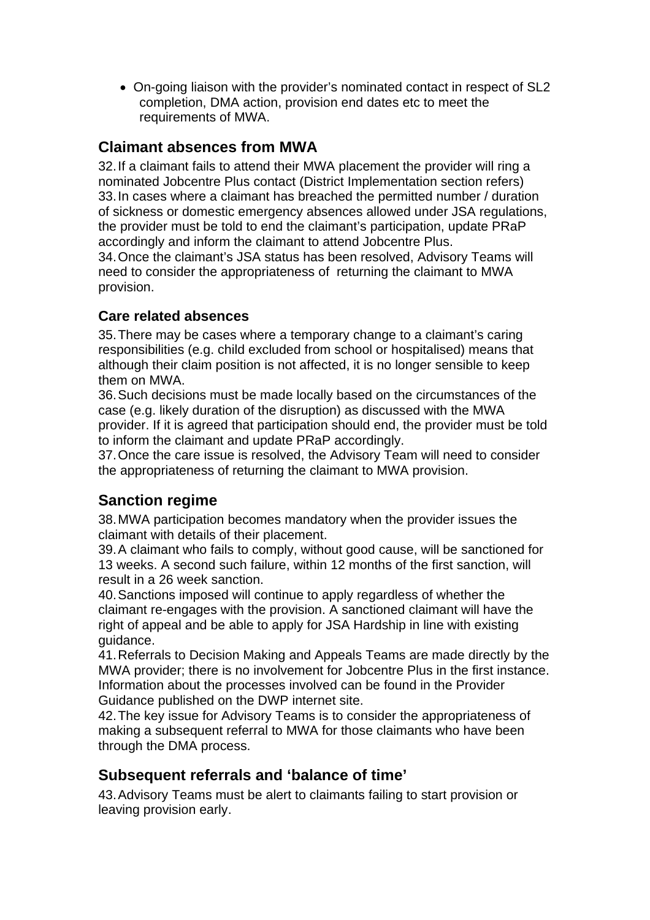- On-going liaison with the provider's nominated contact in respect of SL2 completion, DMA action, provision end dates etc to meet the requirements of MWA.

## Claimant absences from MWA

32. If a claimant fails to attend their MWA placement the provider will ring a nominated Jobcentre Plus contact (District Implementation section refers)
33. In cases where a claimant has breached the permitted number / duration of sickness or domestic emergency absences allowed under JSA regulations, the provider must be told to end the claimant's participation, update PRaP accordingly and inform the claimant to attend Jobcentre Plus.
34. Once the claimant's JSA status has been resolved, Advisory Teams will need to consider the appropriateness of returning the claimant to MWA provision.

### Care related absences

35. There may be cases where a temporary change to a claimant's caring responsibilities (e.g. child excluded from school or hospitalised) means that although their claim position is not affected, it is no longer sensible to keep them on MWA.
36. Such decisions must be made locally based on the circumstances of the case (e.g. likely duration of the disruption) as discussed with the MWA provider. If it is agreed that participation should end, the provider must be told to inform the claimant and update PRaP accordingly.
37. Once the care issue is resolved, the Advisory Team will need to consider the appropriateness of returning the claimant to MWA provision.

## Sanction regime

38. MWA participation becomes mandatory when the provider issues the claimant with details of their placement.
39. A claimant who fails to comply, without good cause, will be sanctioned for 13 weeks. A second such failure, within 12 months of the first sanction, will result in a 26 week sanction.
40. Sanctions imposed will continue to apply regardless of whether the claimant re-engages with the provision. A sanctioned claimant will have the right of appeal and be able to apply for JSA Hardship in line with existing guidance.
41. Referrals to Decision Making and Appeals Teams are made directly by the MWA provider; there is no involvement for Jobcentre Plus in the first instance. Information about the processes involved can be found in the Provider Guidance published on the DWP internet site.
42. The key issue for Advisory Teams is to consider the appropriateness of making a subsequent referral to MWA for those claimants who have been through the DMA process.

## Subsequent referrals and 'balance of time'

43. Advisory Teams must be alert to claimants failing to start provision or leaving provision early.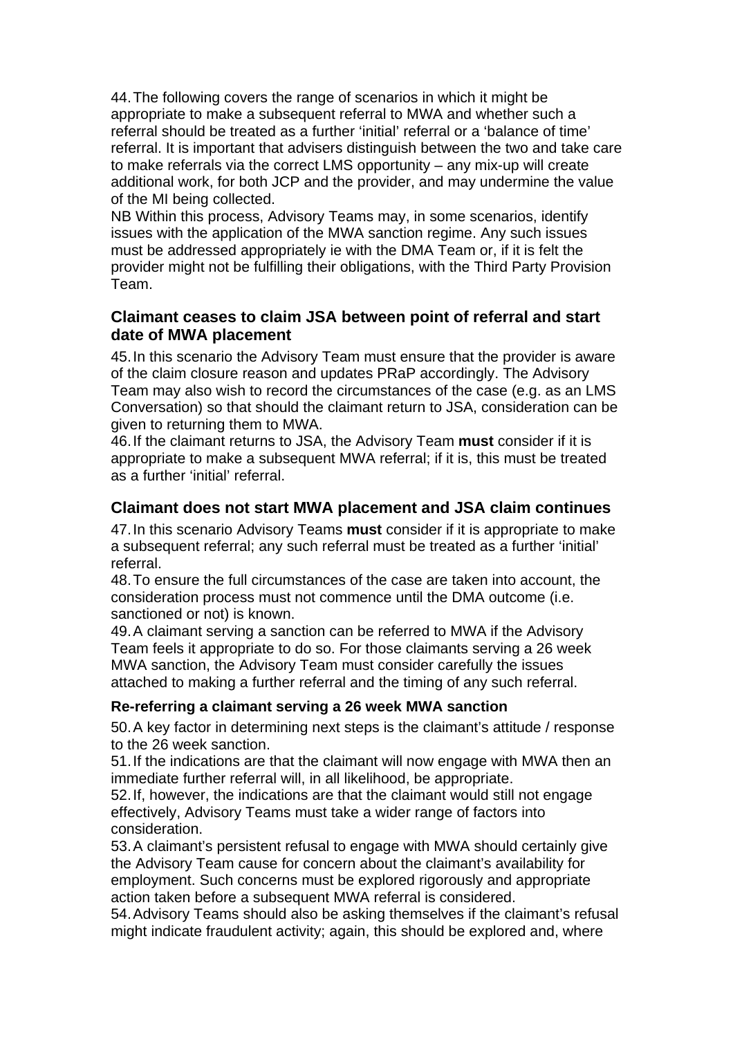44. The following covers the range of scenarios in which it might be appropriate to make a subsequent referral to MWA and whether such a referral should be treated as a further 'initial' referral or a 'balance of time' referral. It is important that advisers distinguish between the two and take care to make referrals via the correct LMS opportunity – any mix-up will create additional work, for both JCP and the provider, and may undermine the value of the MI being collected.

NB Within this process, Advisory Teams may, in some scenarios, identify issues with the application of the MWA sanction regime. Any such issues must be addressed appropriately ie with the DMA Team or, if it is felt the provider might not be fulfilling their obligations, with the Third Party Provision Team.

### Claimant ceases to claim JSA between point of referral and start date of MWA placement

45. In this scenario the Advisory Team must ensure that the provider is aware of the claim closure reason and updates PRaP accordingly. The Advisory Team may also wish to record the circumstances of the case (e.g. as an LMS Conversation) so that should the claimant return to JSA, consideration can be given to returning them to MWA.

46. If the claimant returns to JSA, the Advisory Team **must** consider if it is appropriate to make a subsequent MWA referral; if it is, this must be treated as a further 'initial' referral.

### Claimant does not start MWA placement and JSA claim continues

47. In this scenario Advisory Teams **must** consider if it is appropriate to make a subsequent referral; any such referral must be treated as a further 'initial' referral.

48. To ensure the full circumstances of the case are taken into account, the consideration process must not commence until the DMA outcome (i.e. sanctioned or not) is known.

49. A claimant serving a sanction can be referred to MWA if the Advisory Team feels it appropriate to do so. For those claimants serving a 26 week MWA sanction, the Advisory Team must consider carefully the issues attached to making a further referral and the timing of any such referral.

#### Re-referring a claimant serving a 26 week MWA sanction

50. A key factor in determining next steps is the claimant's attitude / response to the 26 week sanction.

51. If the indications are that the claimant will now engage with MWA then an immediate further referral will, in all likelihood, be appropriate.

52. If, however, the indications are that the claimant would still not engage effectively, Advisory Teams must take a wider range of factors into consideration.

53. A claimant's persistent refusal to engage with MWA should certainly give the Advisory Team cause for concern about the claimant's availability for employment. Such concerns must be explored rigorously and appropriate action taken before a subsequent MWA referral is considered.

54. Advisory Teams should also be asking themselves if the claimant's refusal might indicate fraudulent activity; again, this should be explored and, where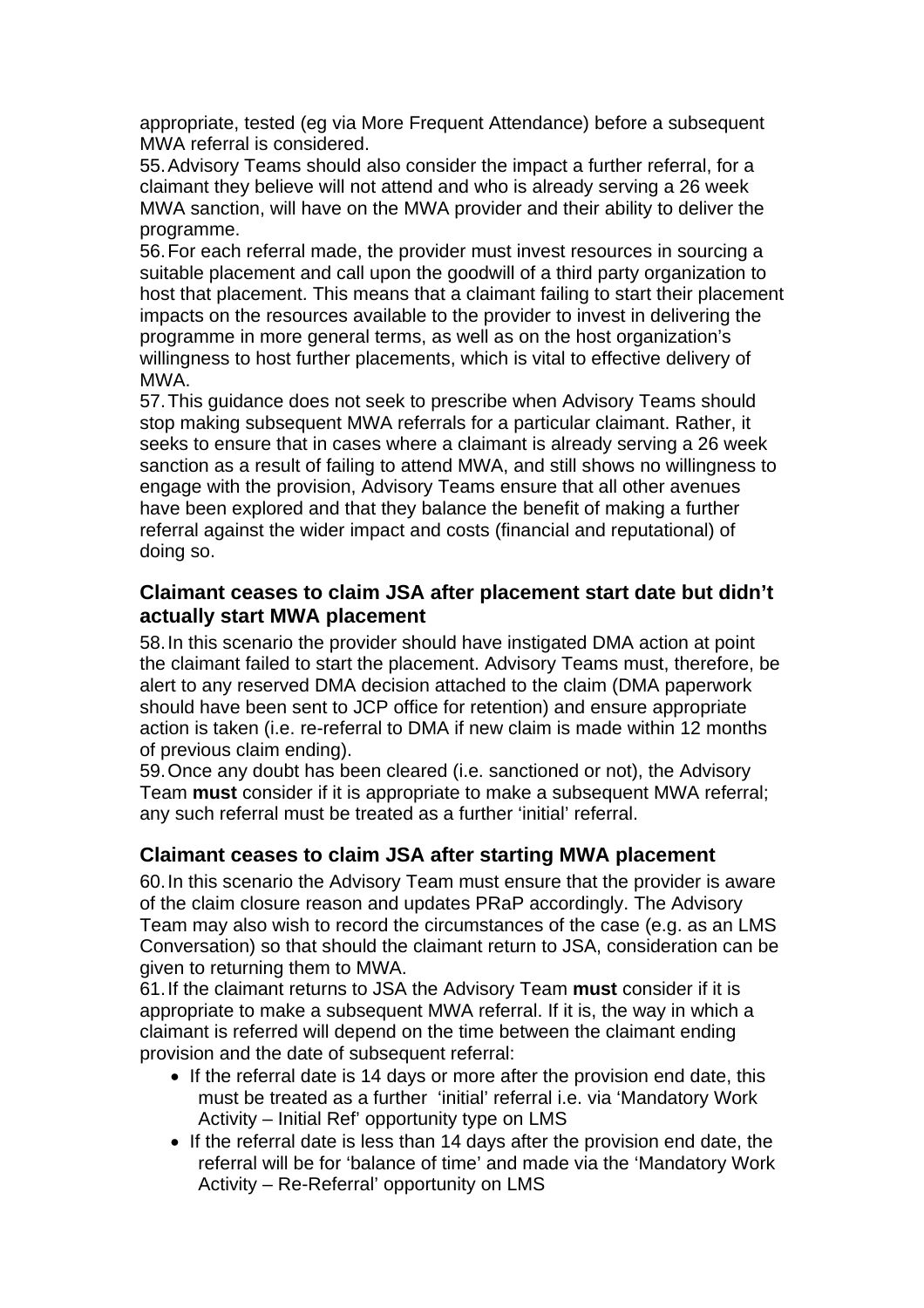appropriate, tested (eg via More Frequent Attendance) before a subsequent MWA referral is considered.

55. Advisory Teams should also consider the impact a further referral, for a claimant they believe will not attend and who is already serving a 26 week MWA sanction, will have on the MWA provider and their ability to deliver the programme.

56. For each referral made, the provider must invest resources in sourcing a suitable placement and call upon the goodwill of a third party organization to host that placement. This means that a claimant failing to start their placement impacts on the resources available to the provider to invest in delivering the programme in more general terms, as well as on the host organization's willingness to host further placements, which is vital to effective delivery of MWA.

57. This guidance does not seek to prescribe when Advisory Teams should stop making subsequent MWA referrals for a particular claimant. Rather, it seeks to ensure that in cases where a claimant is already serving a 26 week sanction as a result of failing to attend MWA, and still shows no willingness to engage with the provision, Advisory Teams ensure that all other avenues have been explored and that they balance the benefit of making a further referral against the wider impact and costs (financial and reputational) of doing so.

### Claimant ceases to claim JSA after placement start date but didn't actually start MWA placement

58. In this scenario the provider should have instigated DMA action at point the claimant failed to start the placement. Advisory Teams must, therefore, be alert to any reserved DMA decision attached to the claim (DMA paperwork should have been sent to JCP office for retention) and ensure appropriate action is taken (i.e. re-referral to DMA if new claim is made within 12 months of previous claim ending).

59. Once any doubt has been cleared (i.e. sanctioned or not), the Advisory Team **must** consider if it is appropriate to make a subsequent MWA referral; any such referral must be treated as a further 'initial' referral.

### Claimant ceases to claim JSA after starting MWA placement

60. In this scenario the Advisory Team must ensure that the provider is aware of the claim closure reason and updates PRaP accordingly. The Advisory Team may also wish to record the circumstances of the case (e.g. as an LMS Conversation) so that should the claimant return to JSA, consideration can be given to returning them to MWA.

61. If the claimant returns to JSA the Advisory Team **must** consider if it is appropriate to make a subsequent MWA referral. If it is, the way in which a claimant is referred will depend on the time between the claimant ending provision and the date of subsequent referral:

- If the referral date is 14 days or more after the provision end date, this must be treated as a further 'initial' referral i.e. via 'Mandatory Work Activity – Initial Ref' opportunity type on LMS
- If the referral date is less than 14 days after the provision end date, the referral will be for 'balance of time' and made via the 'Mandatory Work Activity – Re-Referral' opportunity on LMS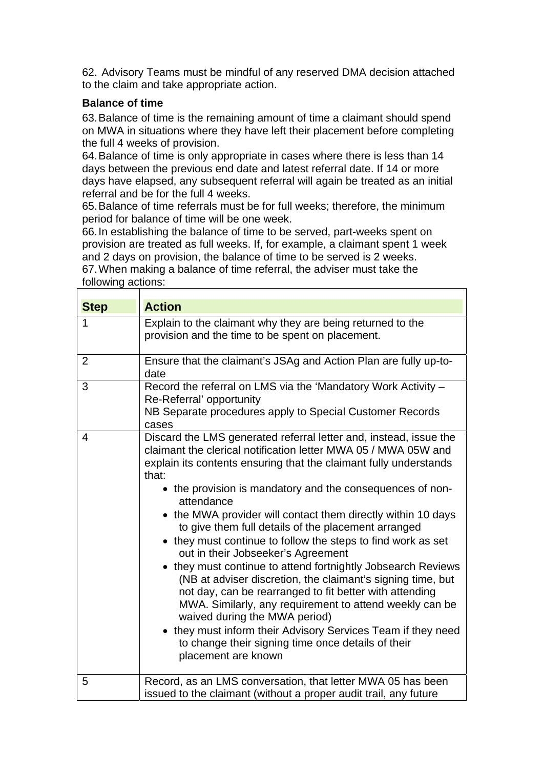62. Advisory Teams must be mindful of any reserved DMA decision attached to the claim and take appropriate action.

**Balance of time**

63. Balance of time is the remaining amount of time a claimant should spend on MWA in situations where they have left their placement before completing the full 4 weeks of provision.

64. Balance of time is only appropriate in cases where there is less than 14 days between the previous end date and latest referral date. If 14 or more days have elapsed, any subsequent referral will again be treated as an initial referral and be for the full 4 weeks.

65. Balance of time referrals must be for full weeks; therefore, the minimum period for balance of time will be one week.

66. In establishing the balance of time to be served, part-weeks spent on provision are treated as full weeks. If, for example, a claimant spent 1 week and 2 days on provision, the balance of time to be served is 2 weeks.

67. When making a balance of time referral, the adviser must take the following actions:

| Step | Action |
|---|---|
| 1 | Explain to the claimant why they are being returned to the provision and the time to be spent on placement. |
| 2 | Ensure that the claimant's JSAg and Action Plan are fully up-to-date |
| 3 | Record the referral on LMS via the 'Mandatory Work Activity – Re-Referral' opportunity<br>NB Separate procedures apply to Special Customer Records cases |
| 4 | Discard the LMS generated referral letter and, instead, issue the claimant the clerical notification letter MWA 05 / MWA 05W and explain its contents ensuring that the claimant fully understands that:<br>• the provision is mandatory and the consequences of non-attendance<br>• the MWA provider will contact them directly within 10 days to give them full details of the placement arranged<br>• they must continue to follow the steps to find work as set out in their Jobseeker's Agreement<br>• they must continue to attend fortnightly Jobsearch Reviews (NB at adviser discretion, the claimant's signing time, but not day, can be rearranged to fit better with attending MWA. Similarly, any requirement to attend weekly can be waived during the MWA period)<br>• they must inform their Advisory Services Team if they need to change their signing time once details of their placement are known |
| 5 | Record, as an LMS conversation, that letter MWA 05 has been issued to the claimant (without a proper audit trail, any future |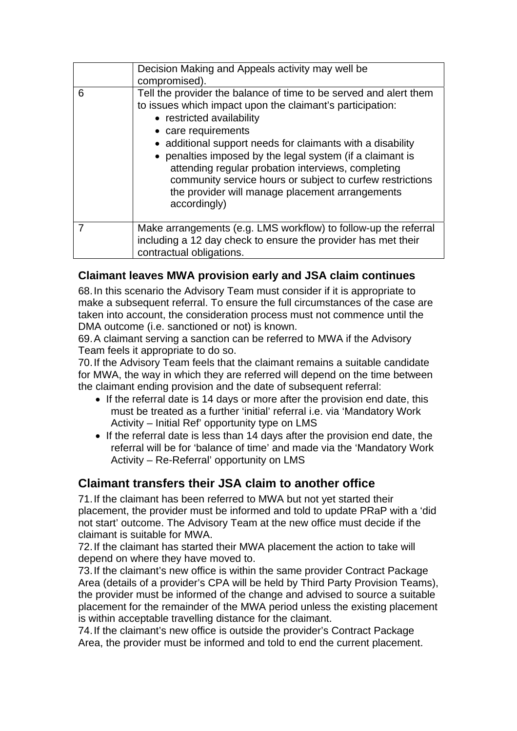| | |
|---|---|
| | Decision Making and Appeals activity may well be compromised). |
| 6 | Tell the provider the balance of time to be served and alert them to issues which impact upon the claimant's participation:<br>• restricted availability<br>• care requirements<br>• additional support needs for claimants with a disability<br>• penalties imposed by the legal system (if a claimant is attending regular probation interviews, completing community service hours or subject to curfew restrictions the provider will manage placement arrangements accordingly) |
| 7 | Make arrangements (e.g. LMS workflow) to follow-up the referral including a 12 day check to ensure the provider has met their contractual obligations. |

### Claimant leaves MWA provision early and JSA claim continues

68. In this scenario the Advisory Team must consider if it is appropriate to make a subsequent referral. To ensure the full circumstances of the case are taken into account, the consideration process must not commence until the DMA outcome (i.e. sanctioned or not) is known.

69. A claimant serving a sanction can be referred to MWA if the Advisory Team feels it appropriate to do so.

70. If the Advisory Team feels that the claimant remains a suitable candidate for MWA, the way in which they are referred will depend on the time between the claimant ending provision and the date of subsequent referral:

- If the referral date is 14 days or more after the provision end date, this must be treated as a further 'initial' referral i.e. via 'Mandatory Work Activity – Initial Ref' opportunity type on LMS
- If the referral date is less than 14 days after the provision end date, the referral will be for 'balance of time' and made via the 'Mandatory Work Activity – Re-Referral' opportunity on LMS

## Claimant transfers their JSA claim to another office

71. If the claimant has been referred to MWA but not yet started their placement, the provider must be informed and told to update PRaP with a 'did not start' outcome. The Advisory Team at the new office must decide if the claimant is suitable for MWA.

72. If the claimant has started their MWA placement the action to take will depend on where they have moved to.

73. If the claimant's new office is within the same provider Contract Package Area (details of a provider's CPA will be held by Third Party Provision Teams), the provider must be informed of the change and advised to source a suitable placement for the remainder of the MWA period unless the existing placement is within acceptable travelling distance for the claimant.

74. If the claimant's new office is outside the provider's Contract Package Area, the provider must be informed and told to end the current placement.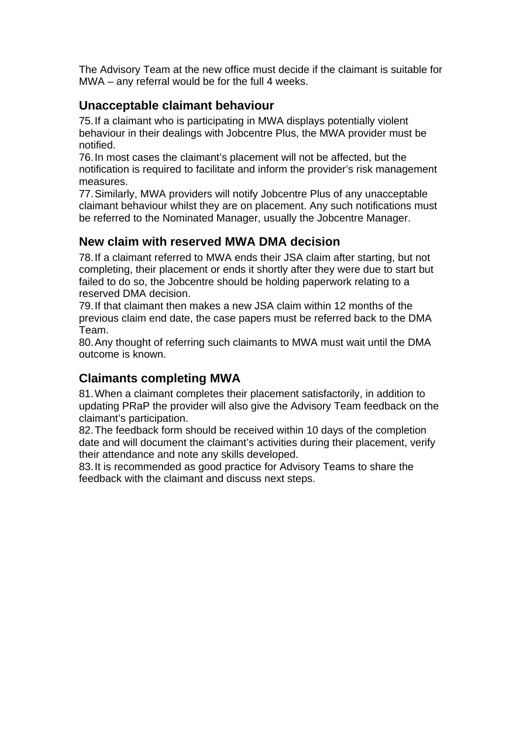The Advisory Team at the new office must decide if the claimant is suitable for MWA – any referral would be for the full 4 weeks.

## Unacceptable claimant behaviour

75. If a claimant who is participating in MWA displays potentially violent behaviour in their dealings with Jobcentre Plus, the MWA provider must be notified.

76. In most cases the claimant's placement will not be affected, but the notification is required to facilitate and inform the provider's risk management measures.

77. Similarly, MWA providers will notify Jobcentre Plus of any unacceptable claimant behaviour whilst they are on placement. Any such notifications must be referred to the Nominated Manager, usually the Jobcentre Manager.

## New claim with reserved MWA DMA decision

78. If a claimant referred to MWA ends their JSA claim after starting, but not completing, their placement or ends it shortly after they were due to start but failed to do so, the Jobcentre should be holding paperwork relating to a reserved DMA decision.

79. If that claimant then makes a new JSA claim within 12 months of the previous claim end date, the case papers must be referred back to the DMA Team.

80. Any thought of referring such claimants to MWA must wait until the DMA outcome is known.

## Claimants completing MWA

81. When a claimant completes their placement satisfactorily, in addition to updating PRaP the provider will also give the Advisory Team feedback on the claimant's participation.

82. The feedback form should be received within 10 days of the completion date and will document the claimant's activities during their placement, verify their attendance and note any skills developed.

83. It is recommended as good practice for Advisory Teams to share the feedback with the claimant and discuss next steps.